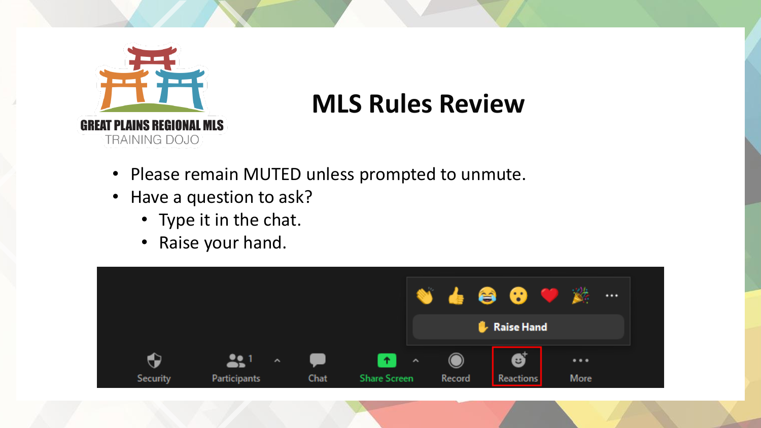GREAT PLAINS REGIONAL MLS
TRAINING DOJO

# MLS Rules Review

- Please remain MUTED unless prompted to unmute.
- Have a question to ask?
  - Type it in the chat.
  - Raise your hand.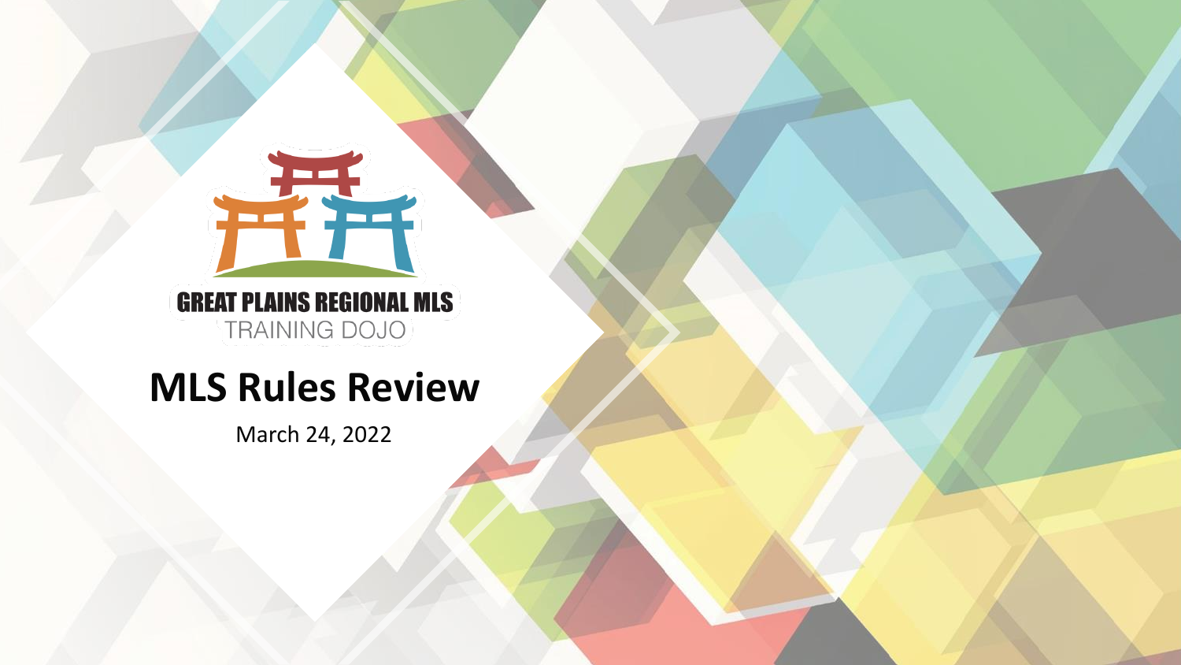GREAT PLAINS REGIONAL MLS

TRAINING DOJO

# MLS Rules Review

March 24, 2022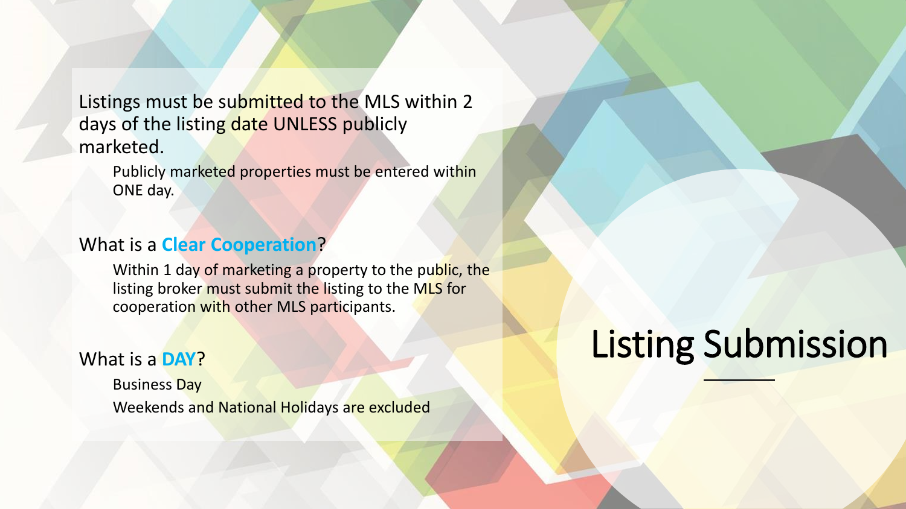# Listing Submission

Listings must be submitted to the MLS within 2 days of the listing date UNLESS publicly marketed.

- Publicly marketed properties must be entered within ONE day.

What is a **Clear Cooperation**?

- Within 1 day of marketing a property to the public, the listing broker must submit the listing to the MLS for cooperation with other MLS participants.

What is a **DAY**?

- Business Day
- Weekends and National Holidays are excluded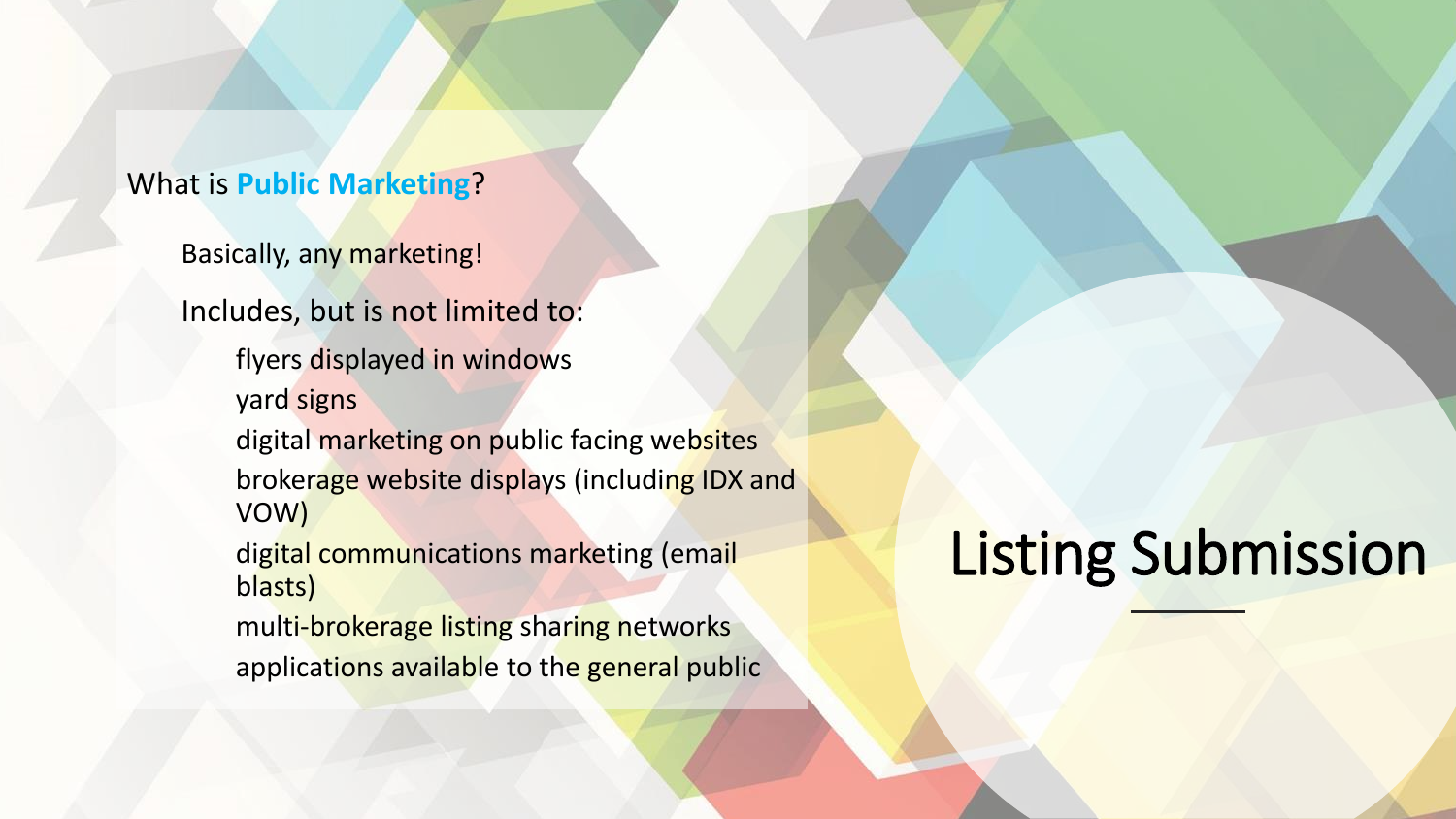# Listing Submission

What is **Public Marketing**?

Basically, any marketing!

Includes, but is not limited to:

- flyers displayed in windows
- yard signs
- digital marketing on public facing websites
- brokerage website displays (including IDX and VOW)
- digital communications marketing (email blasts)
- multi-brokerage listing sharing networks
- applications available to the general public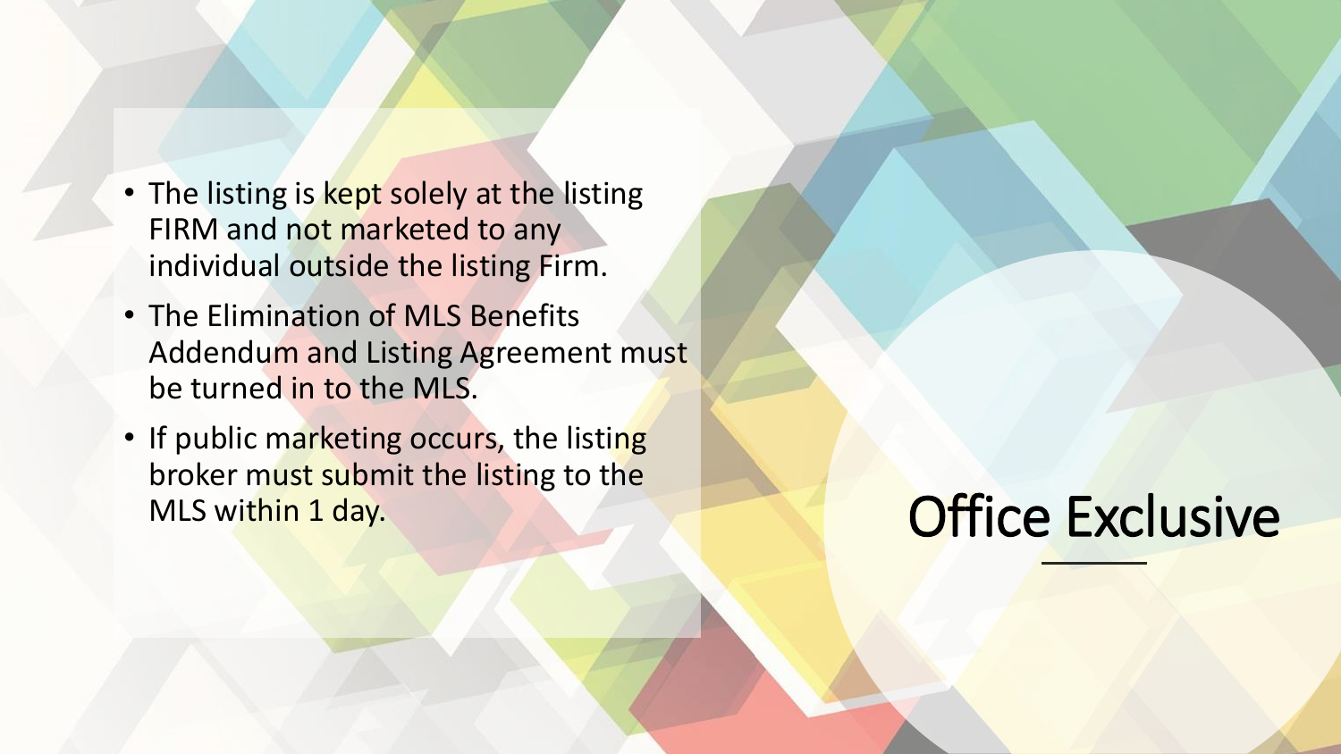# Office Exclusive

- The listing is kept solely at the listing FIRM and not marketed to any individual outside the listing Firm.
- The Elimination of MLS Benefits Addendum and Listing Agreement must be turned in to the MLS.
- If public marketing occurs, the listing broker must submit the listing to the MLS within 1 day.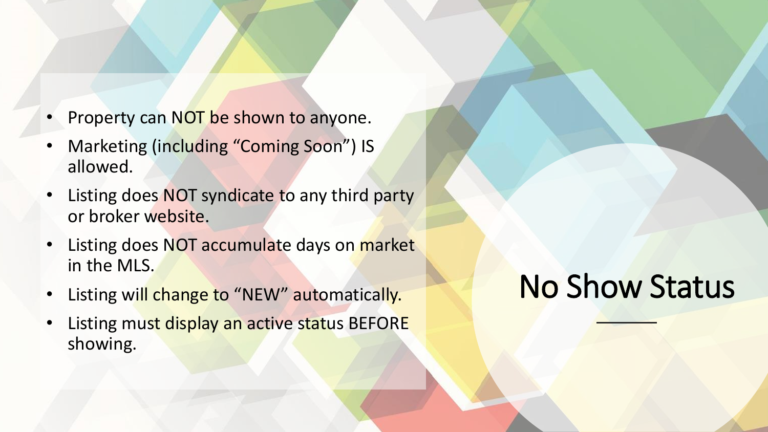# No Show Status

- Property can NOT be shown to anyone.
- Marketing (including "Coming Soon") IS allowed.
- Listing does NOT syndicate to any third party or broker website.
- Listing does NOT accumulate days on market in the MLS.
- Listing will change to "NEW" automatically.
- Listing must display an active status BEFORE showing.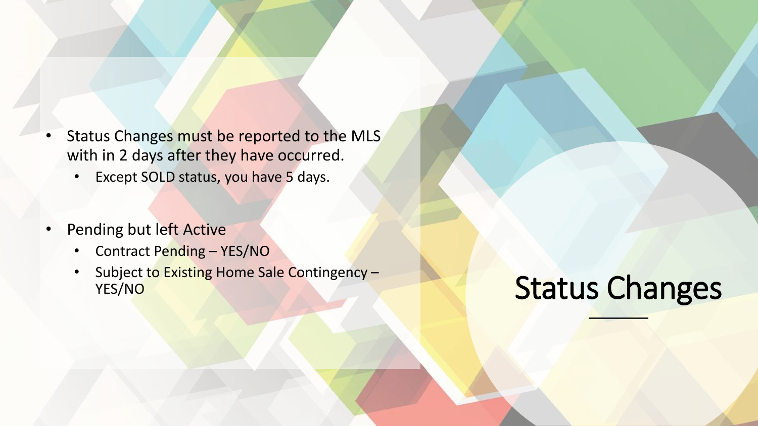# Status Changes

- Status Changes must be reported to the MLS with in 2 days after they have occurred.
  - Except SOLD status, you have 5 days.

- Pending but left Active
  - Contract Pending – YES/NO
  - Subject to Existing Home Sale Contingency – YES/NO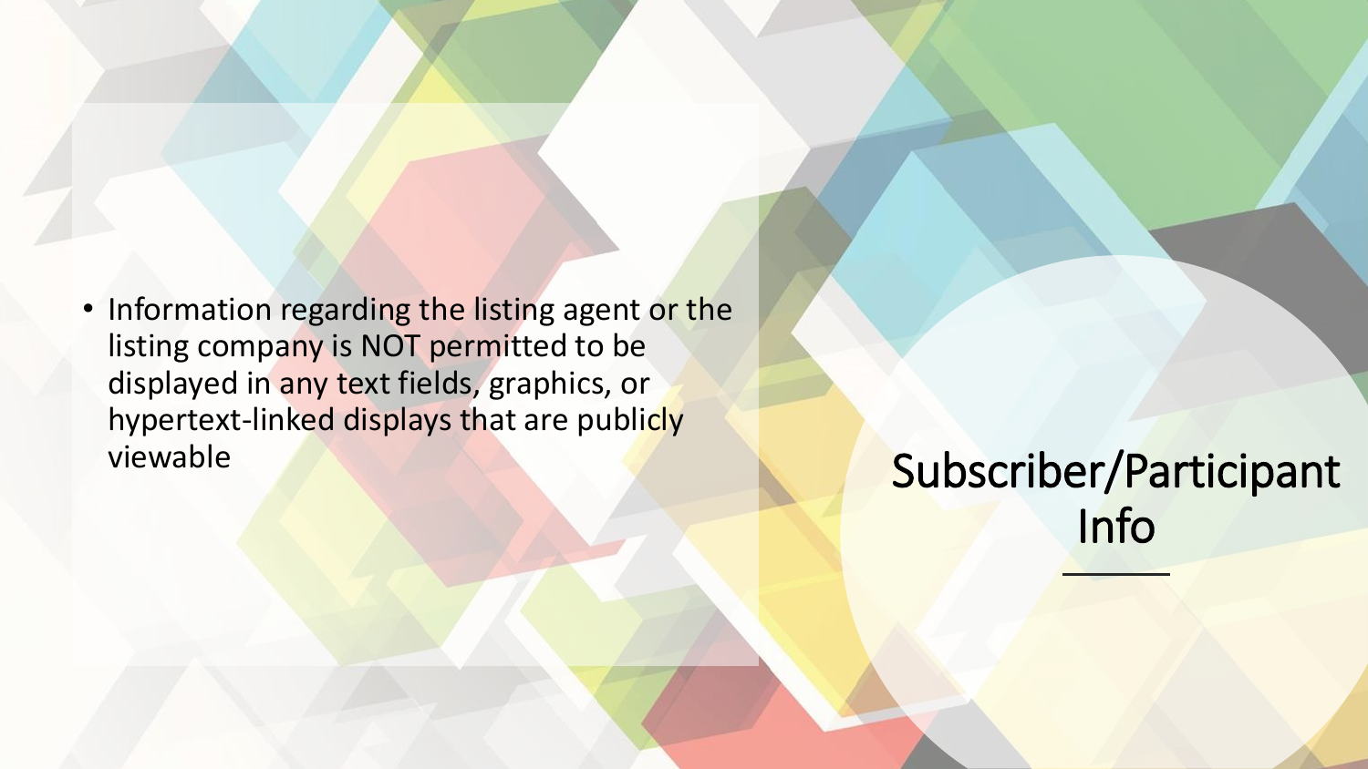## Subscriber/Participant Info

- Information regarding the listing agent or the listing company is NOT permitted to be displayed in any text fields, graphics, or hypertext-linked displays that are publicly viewable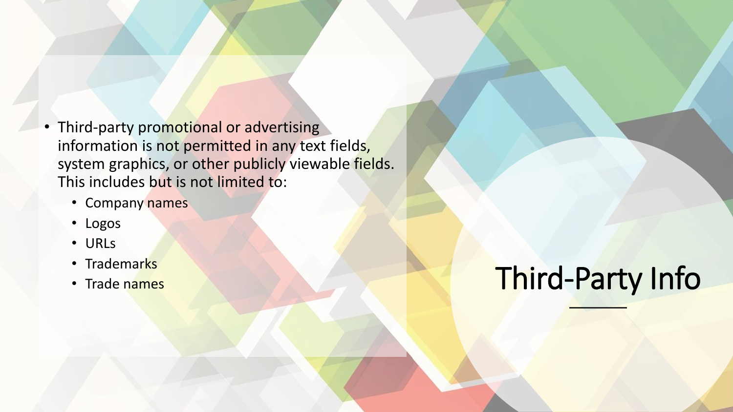# Third-Party Info

- Third-party promotional or advertising information is not permitted in any text fields, system graphics, or other publicly viewable fields. This includes but is not limited to:
  - Company names
  - Logos
  - URLs
  - Trademarks
  - Trade names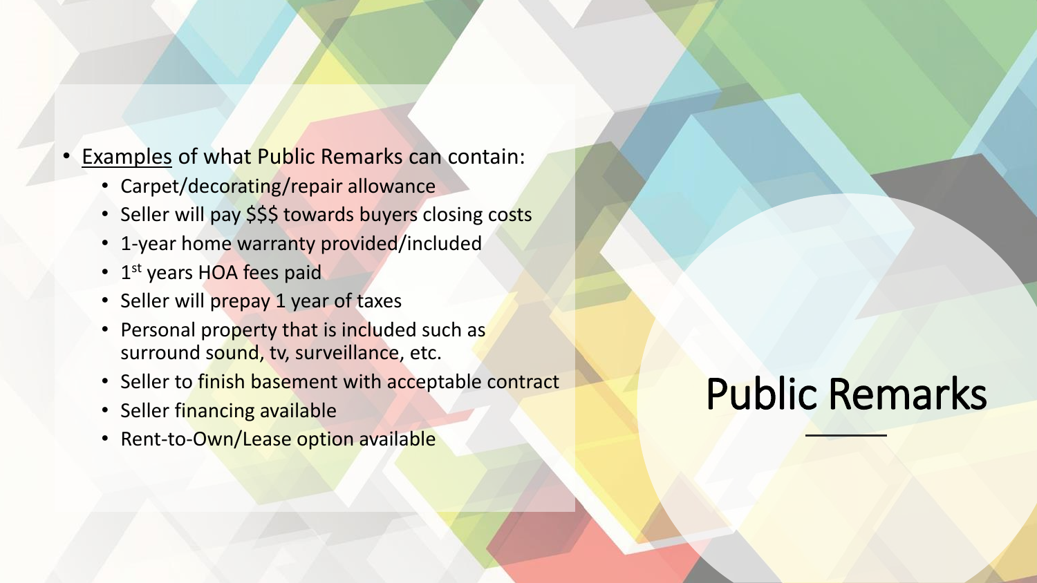# Public Remarks

- Examples of what Public Remarks can contain:
  - Carpet/decorating/repair allowance
  - Seller will pay $$$ towards buyers closing costs
  - 1-year home warranty provided/included
  - 1st years HOA fees paid
  - Seller will prepay 1 year of taxes
  - Personal property that is included such as surround sound, tv, surveillance, etc.
  - Seller to finish basement with acceptable contract
  - Seller financing available
  - Rent-to-Own/Lease option available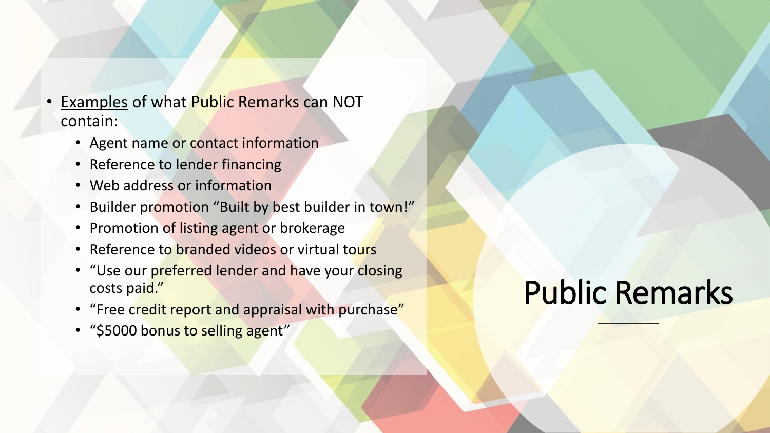# Public Remarks

- Examples of what Public Remarks can NOT contain:
  - Agent name or contact information
  - Reference to lender financing
  - Web address or information
  - Builder promotion "Built by best builder in town!"
  - Promotion of listing agent or brokerage
  - Reference to branded videos or virtual tours
  - "Use our preferred lender and have your closing costs paid."
  - "Free credit report and appraisal with purchase"
  - "$5000 bonus to selling agent"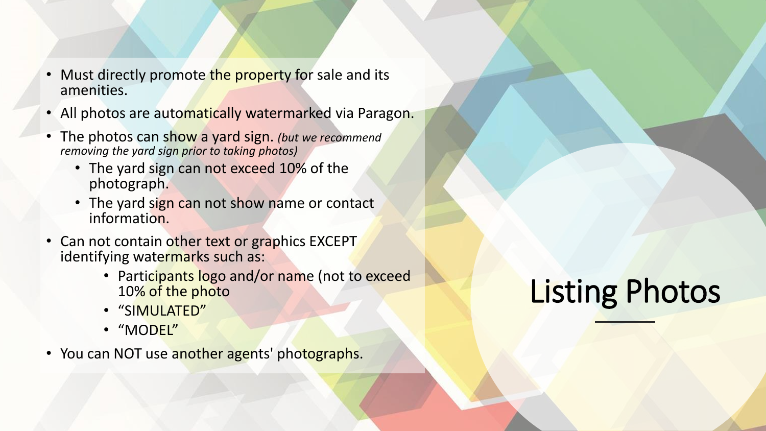# Listing Photos

- Must directly promote the property for sale and its amenities.
- All photos are automatically watermarked via Paragon.
- The photos can show a yard sign. *(but we recommend removing the yard sign prior to taking photos)*
  - The yard sign can not exceed 10% of the photograph.
  - The yard sign can not show name or contact information.
- Can not contain other text or graphics EXCEPT identifying watermarks such as:
  - Participants logo and/or name (not to exceed 10% of the photo
  - “SIMULATED”
  - “MODEL”
- You can NOT use another agents' photographs.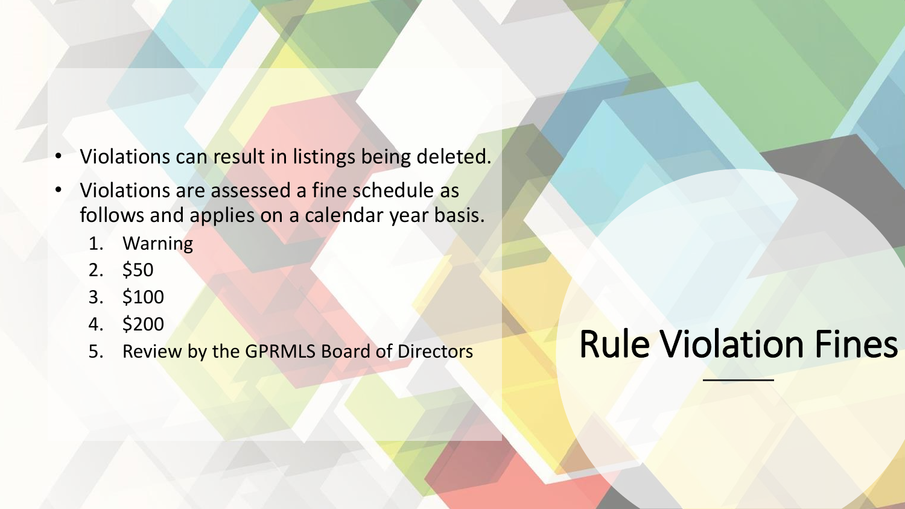# Rule Violation Fines

- Violations can result in listings being deleted.
- Violations are assessed a fine schedule as follows and applies on a calendar year basis.
  1. Warning
  2. $50
  3. $100
  4. $200
  5. Review by the GPRMLS Board of Directors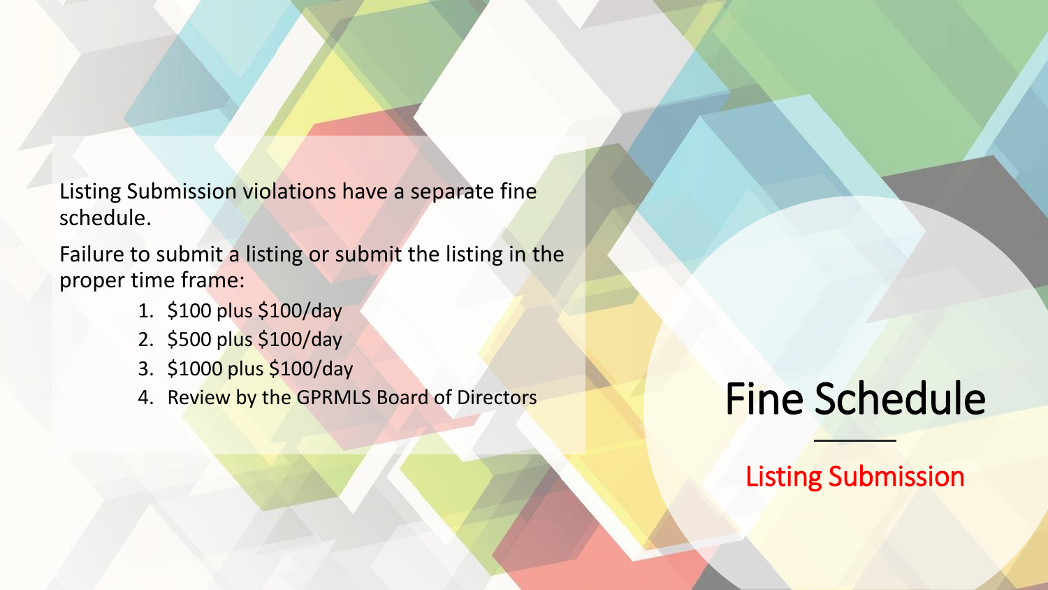# Fine Schedule

## Listing Submission

Listing Submission violations have a separate fine schedule.

Failure to submit a listing or submit the listing in the proper time frame:

1. $100 plus $100/day
2. $500 plus $100/day
3. $1000 plus $100/day
4. Review by the GPRMLS Board of Directors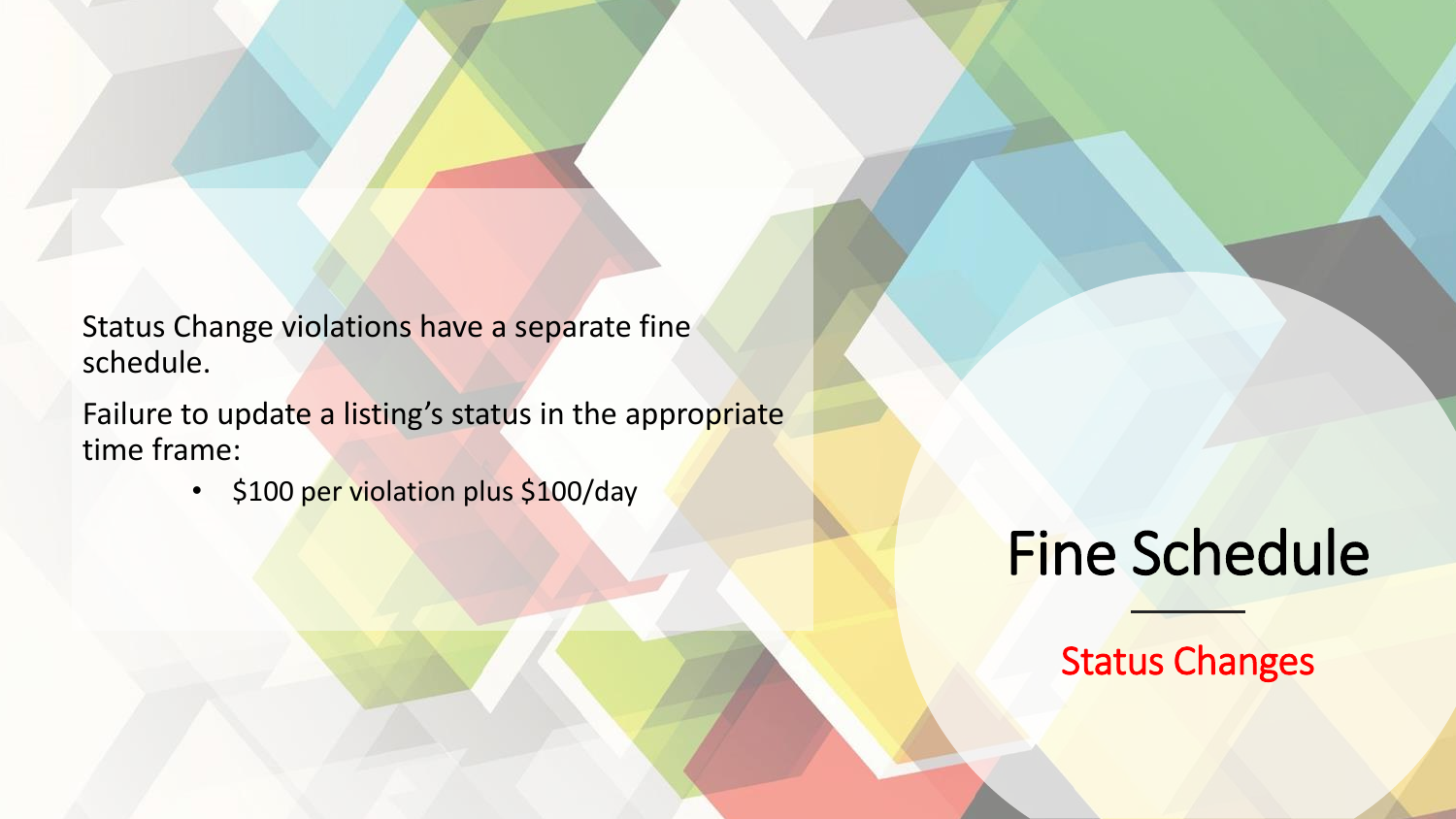# Fine Schedule

## Status Changes

Status Change violations have a separate fine schedule.

Failure to update a listing's status in the appropriate time frame:

- $100 per violation plus $100/day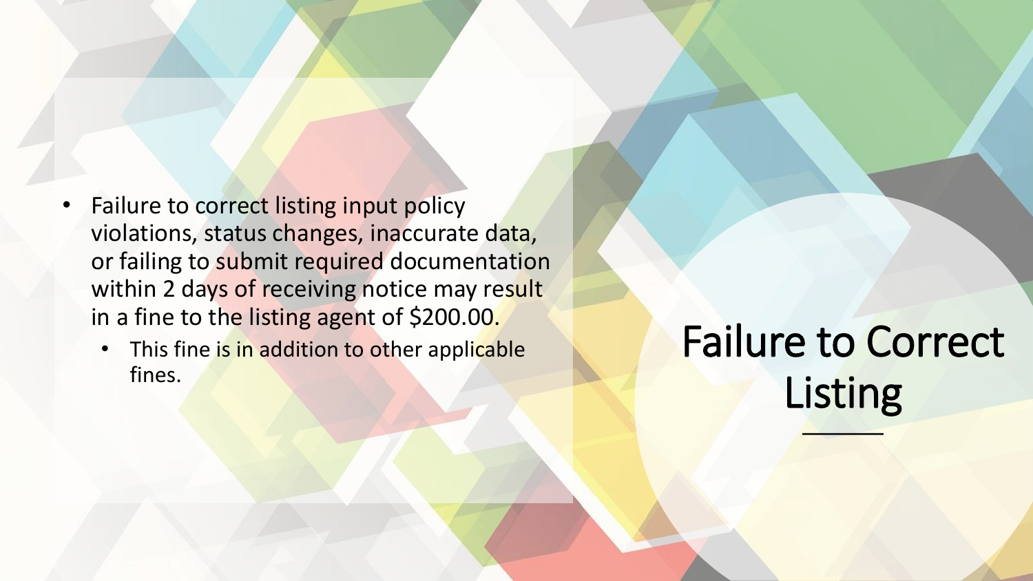# Failure to Correct Listing

- Failure to correct listing input policy violations, status changes, inaccurate data, or failing to submit required documentation within 2 days of receiving notice may result in a fine to the listing agent of $200.00.
  - This fine is in addition to other applicable fines.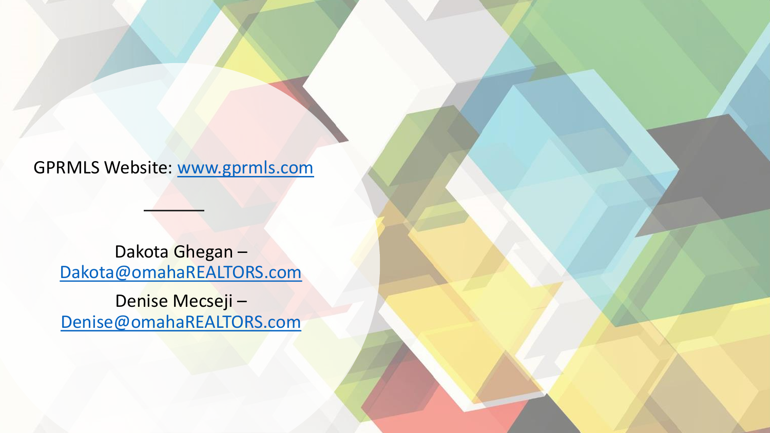GPRMLS Website: www.gprmls.com

---

Dakota Ghegan – Dakota@omahaREALTORS.com

Denise Mecseji – Denise@omahaREALTORS.com